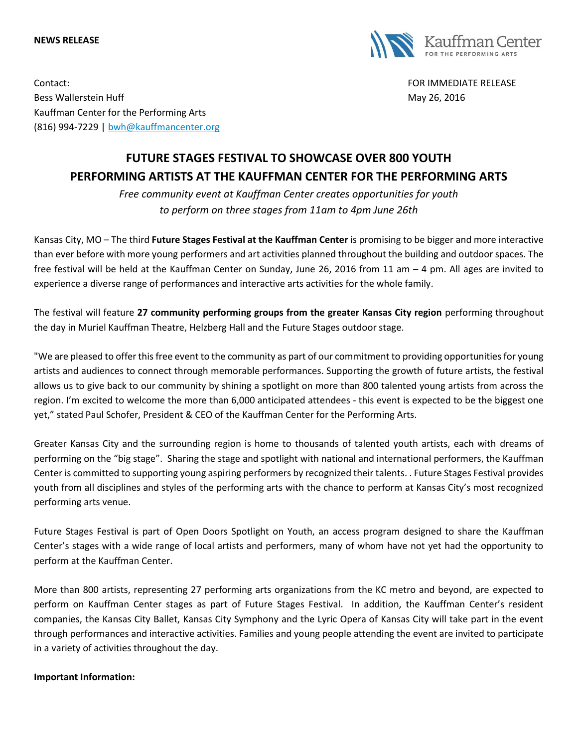**NEWS RELEASE**

Kauffman Center FOR THE PERFORMING ARTS

Contact:
Bess Wallerstein Huff
Kauffman Center for the Performing Arts
(816) 994-7229 | bwh@kauffmancenter.org

FOR IMMEDIATE RELEASE
May 26, 2016

# FUTURE STAGES FESTIVAL TO SHOWCASE OVER 800 YOUTH PERFORMING ARTISTS AT THE KAUFFMAN CENTER FOR THE PERFORMING ARTS

*Free community event at Kauffman Center creates opportunities for youth to perform on three stages from 11am to 4pm June 26th*

Kansas City, MO – The third **Future Stages Festival at the Kauffman Center** is promising to be bigger and more interactive than ever before with more young performers and art activities planned throughout the building and outdoor spaces. The free festival will be held at the Kauffman Center on Sunday, June 26, 2016 from 11 am – 4 pm. All ages are invited to experience a diverse range of performances and interactive arts activities for the whole family.

The festival will feature **27 community performing groups from the greater Kansas City region** performing throughout the day in Muriel Kauffman Theatre, Helzberg Hall and the Future Stages outdoor stage.

"We are pleased to offer this free event to the community as part of our commitment to providing opportunities for young artists and audiences to connect through memorable performances. Supporting the growth of future artists, the festival allows us to give back to our community by shining a spotlight on more than 800 talented young artists from across the region. I'm excited to welcome the more than 6,000 anticipated attendees - this event is expected to be the biggest one yet," stated Paul Schofer, President & CEO of the Kauffman Center for the Performing Arts.

Greater Kansas City and the surrounding region is home to thousands of talented youth artists, each with dreams of performing on the "big stage". Sharing the stage and spotlight with national and international performers, the Kauffman Center is committed to supporting young aspiring performers by recognized their talents. . Future Stages Festival provides youth from all disciplines and styles of the performing arts with the chance to perform at Kansas City's most recognized performing arts venue.

Future Stages Festival is part of Open Doors Spotlight on Youth, an access program designed to share the Kauffman Center's stages with a wide range of local artists and performers, many of whom have not yet had the opportunity to perform at the Kauffman Center.

More than 800 artists, representing 27 performing arts organizations from the KC metro and beyond, are expected to perform on Kauffman Center stages as part of Future Stages Festival. In addition, the Kauffman Center's resident companies, the Kansas City Ballet, Kansas City Symphony and the Lyric Opera of Kansas City will take part in the event through performances and interactive activities. Families and young people attending the event are invited to participate in a variety of activities throughout the day.

**Important Information:**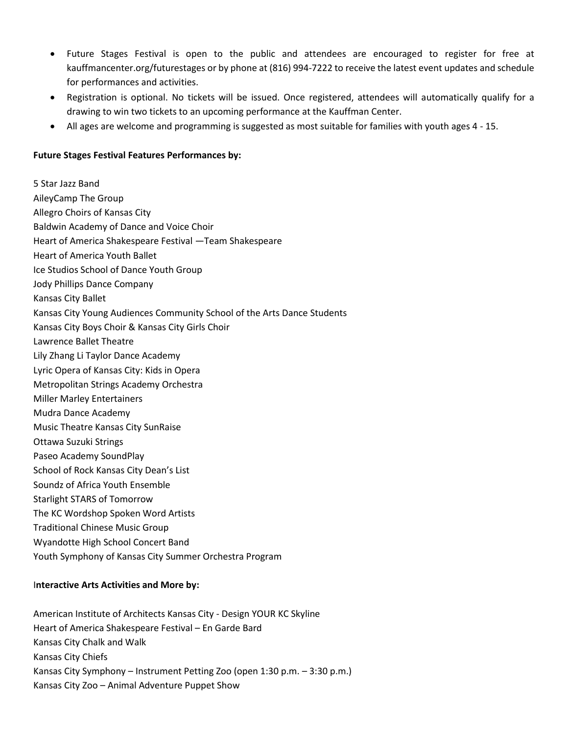- Future Stages Festival is open to the public and attendees are encouraged to register for free at kauffmancenter.org/futurestages or by phone at (816) 994-7222 to receive the latest event updates and schedule for performances and activities.
- Registration is optional. No tickets will be issued. Once registered, attendees will automatically qualify for a drawing to win two tickets to an upcoming performance at the Kauffman Center.
- All ages are welcome and programming is suggested as most suitable for families with youth ages 4 - 15.

**Future Stages Festival Features Performances by:**

5 Star Jazz Band
AileyCamp The Group
Allegro Choirs of Kansas City
Baldwin Academy of Dance and Voice Choir
Heart of America Shakespeare Festival —Team Shakespeare
Heart of America Youth Ballet
Ice Studios School of Dance Youth Group
Jody Phillips Dance Company
Kansas City Ballet
Kansas City Young Audiences Community School of the Arts Dance Students
Kansas City Boys Choir & Kansas City Girls Choir
Lawrence Ballet Theatre
Lily Zhang Li Taylor Dance Academy
Lyric Opera of Kansas City: Kids in Opera
Metropolitan Strings Academy Orchestra
Miller Marley Entertainers
Mudra Dance Academy
Music Theatre Kansas City SunRaise
Ottawa Suzuki Strings
Paseo Academy SoundPlay
School of Rock Kansas City Dean's List
Soundz of Africa Youth Ensemble
Starlight STARS of Tomorrow
The KC Wordshop Spoken Word Artists
Traditional Chinese Music Group
Wyandotte High School Concert Band
Youth Symphony of Kansas City Summer Orchestra Program

**Interactive Arts Activities and More by:**

American Institute of Architects Kansas City - Design YOUR KC Skyline
Heart of America Shakespeare Festival – En Garde Bard
Kansas City Chalk and Walk
Kansas City Chiefs
Kansas City Symphony – Instrument Petting Zoo (open 1:30 p.m. – 3:30 p.m.)
Kansas City Zoo – Animal Adventure Puppet Show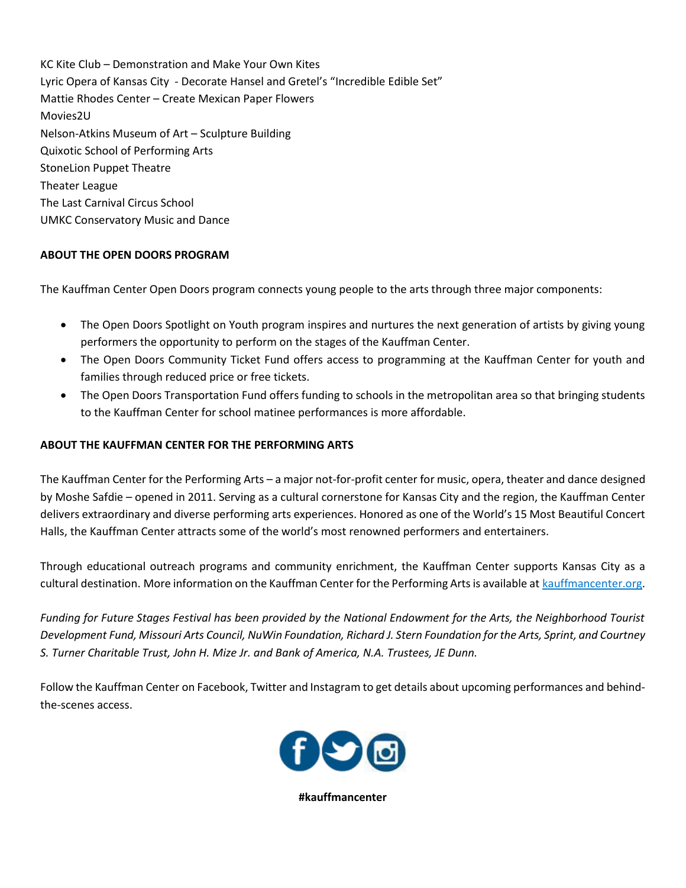KC Kite Club – Demonstration and Make Your Own Kites
Lyric Opera of Kansas City - Decorate Hansel and Gretel's "Incredible Edible Set"
Mattie Rhodes Center – Create Mexican Paper Flowers
Movies2U
Nelson-Atkins Museum of Art – Sculpture Building
Quixotic School of Performing Arts
StoneLion Puppet Theatre
Theater League
The Last Carnival Circus School
UMKC Conservatory Music and Dance

**ABOUT THE OPEN DOORS PROGRAM**

The Kauffman Center Open Doors program connects young people to the arts through three major components:

- The Open Doors Spotlight on Youth program inspires and nurtures the next generation of artists by giving young performers the opportunity to perform on the stages of the Kauffman Center.
- The Open Doors Community Ticket Fund offers access to programming at the Kauffman Center for youth and families through reduced price or free tickets.
- The Open Doors Transportation Fund offers funding to schools in the metropolitan area so that bringing students to the Kauffman Center for school matinee performances is more affordable.

**ABOUT THE KAUFFMAN CENTER FOR THE PERFORMING ARTS**

The Kauffman Center for the Performing Arts – a major not-for-profit center for music, opera, theater and dance designed by Moshe Safdie – opened in 2011. Serving as a cultural cornerstone for Kansas City and the region, the Kauffman Center delivers extraordinary and diverse performing arts experiences. Honored as one of the World's 15 Most Beautiful Concert Halls, the Kauffman Center attracts some of the world's most renowned performers and entertainers.

Through educational outreach programs and community enrichment, the Kauffman Center supports Kansas City as a cultural destination. More information on the Kauffman Center for the Performing Arts is available at [kauffmancenter.org](kauffmancenter.org).

*Funding for Future Stages Festival has been provided by the National Endowment for the Arts, the Neighborhood Tourist Development Fund, Missouri Arts Council, NuWin Foundation, Richard J. Stern Foundation for the Arts, Sprint, and Courtney S. Turner Charitable Trust, John H. Mize Jr. and Bank of America, N.A. Trustees, JE Dunn.*

Follow the Kauffman Center on Facebook, Twitter and Instagram to get details about upcoming performances and behind-the-scenes access.

**#kauffmancenter**